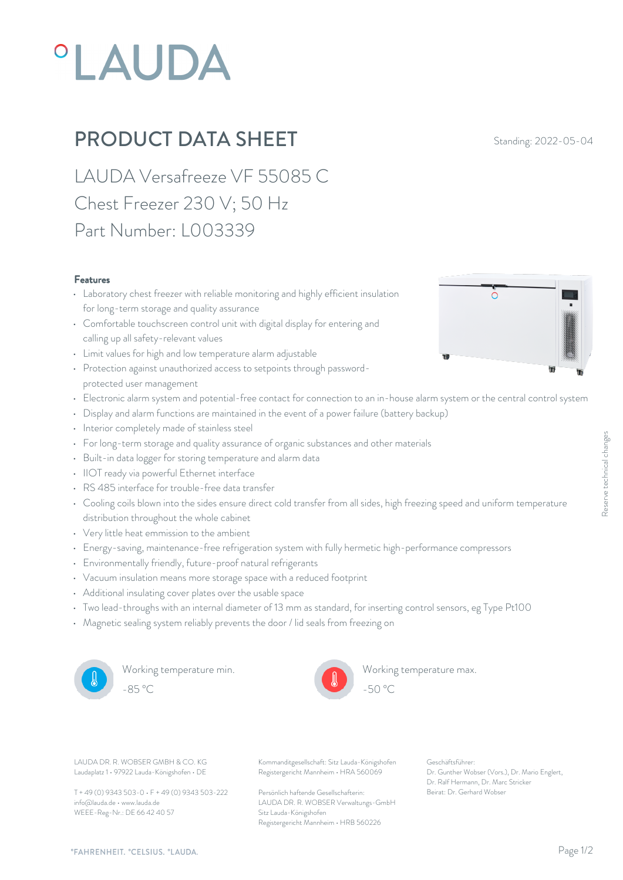# PRODUCT DATA SHEET

Standing: 2022-05-04

## LAUDA Versafreeze VF 55085 C

## Chest Freezer 230 V; 50 Hz

## Part Number: L003339

### Features

- Laboratory chest freezer with reliable monitoring and highly efficient insulation for long-term storage and quality assurance
- Comfortable touchscreen control unit with digital display for entering and calling up all safety-relevant values
- Limit values for high and low temperature alarm adjustable
- Protection against unauthorized access to setpoints through password-protected user management
- Electronic alarm system and potential-free contact for connection to an in-house alarm system or the central control system
- Display and alarm functions are maintained in the event of a power failure (battery backup)
- Interior completely made of stainless steel
- For long-term storage and quality assurance of organic substances and other materials
- Built-in data logger for storing temperature and alarm data
- IIOT ready via powerful Ethernet interface
- RS 485 interface for trouble-free data transfer
- Cooling coils blown into the sides ensure direct cold transfer from all sides, high freezing speed and uniform temperature distribution throughout the whole cabinet
- Very little heat emmission to the ambient
- Energy-saving, maintenance-free refrigeration system with fully hermetic high-performance compressors
- Environmentally friendly, future-proof natural refrigerants
- Vacuum insulation means more storage space with a reduced footprint
- Additional insulating cover plates over the usable space
- Two lead-throughs with an internal diameter of 13 mm as standard, for inserting control sensors, eg Type Pt100
- Magnetic sealing system reliably prevents the door / lid seals from freezing on

Working temperature min.
-85 °C

Working temperature max.
-50 °C

Reserve technical changes

LAUDA DR. R. WOBSER GMBH & CO. KG
Laudaplatz 1 • 97922 Lauda-Königshofen • DE

T + 49 (0) 9343 503-0 • F + 49 (0) 9343 503-222
info@lauda.de • www.lauda.de
WEEE-Reg-Nr.: DE 66 42 40 57

Kommanditgesellschaft: Sitz Lauda-Königshofen
Registergericht Mannheim • HRA 560069

Persönlich haftende Gesellschafterin:
LAUDA DR. R. WOBSER Verwaltungs-GmbH
Sitz Lauda-Königshofen
Registergericht Mannheim • HRB 560226

Geschäftsführer:
Dr. Gunther Wobser (Vors.), Dr. Mario Englert, Dr. Ralf Hermann, Dr. Marc Stricker
Beirat: Dr. Gerhard Wobser

°FAHRENHEIT. °CELSIUS. °LAUDA.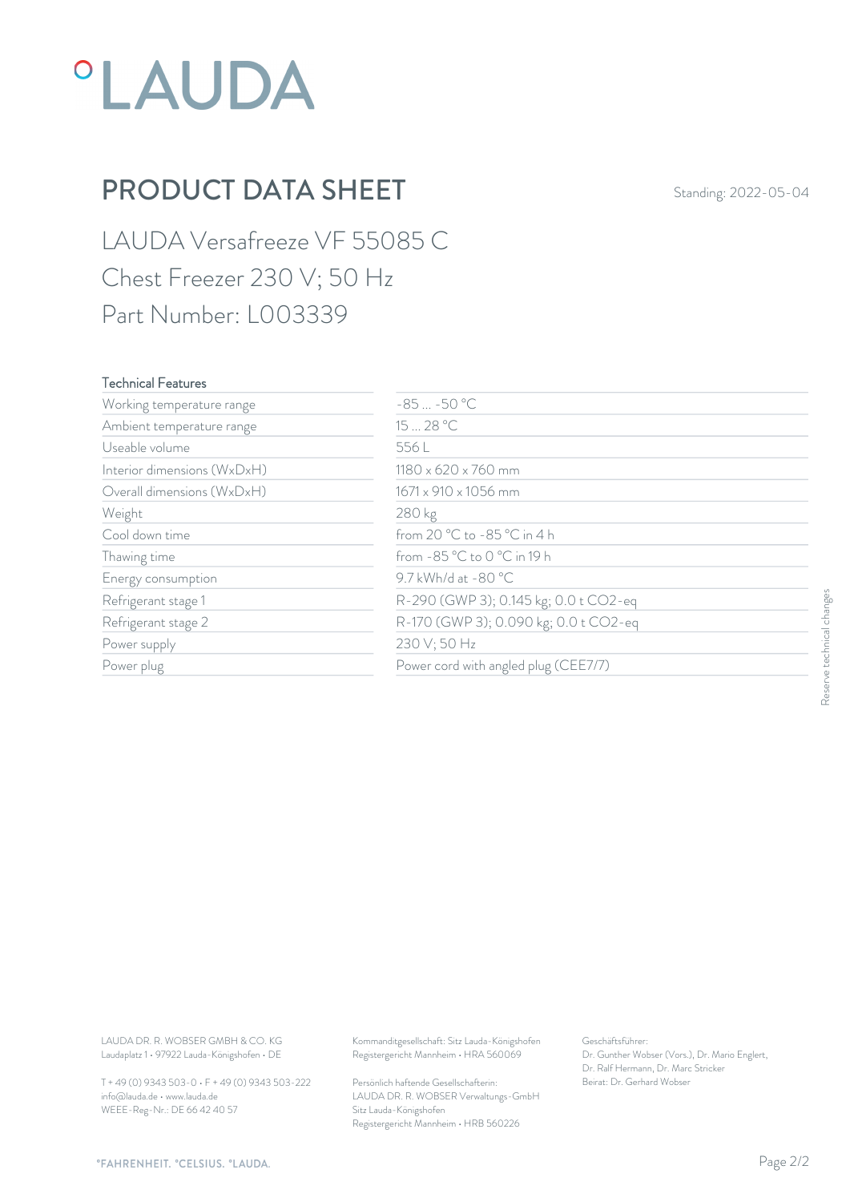°LAUDA

# PRODUCT DATA SHEET

Standing: 2022-05-04

## LAUDA Versafreeze VF 55085 C
## Chest Freezer 230 V; 50 Hz
## Part Number: L003339

| Technical Features | |
|---|---|
| Working temperature range | -85 ... -50 °C |
| Ambient temperature range | 15 ... 28 °C |
| Useable volume | 556 L |
| Interior dimensions (WxDxH) | 1180 x 620 x 760 mm |
| Overall dimensions (WxDxH) | 1671 x 910 x 1056 mm |
| Weight | 280 kg |
| Cool down time | from 20 °C to -85 °C in 4 h |
| Thawing time | from -85 °C to 0 °C in 19 h |
| Energy consumption | 9.7 kWh/d at -80 °C |
| Refrigerant stage 1 | R-290 (GWP 3); 0.145 kg; 0.0 t $CO_2$-eq |
| Refrigerant stage 2 | R-170 (GWP 3); 0.090 kg; 0.0 t $CO_2$-eq |
| Power supply | 230 V; 50 Hz |
| Power plug | Power cord with angled plug (CEE7/7) |

Reserve technical changes

LAUDA DR. R. WOBSER GMBH & CO. KG
Laudaplatz 1 • 97922 Lauda-Königshofen • DE

T + 49 (0) 9343 503-0 • F + 49 (0) 9343 503-222
info@lauda.de • www.lauda.de
WEEE-Reg-Nr.: DE 66 42 40 57

Kommanditgesellschaft: Sitz Lauda-Königshofen
Registergericht Mannheim • HRA 560069

Persönlich haftende Gesellschafterin:
LAUDA DR. R. WOBSER Verwaltungs-GmbH
Sitz Lauda-Königshofen
Registergericht Mannheim • HRB 560226

Geschäftsführer:
Dr. Gunther Wobser (Vors.), Dr. Mario Englert,
Dr. Ralf Hermann, Dr. Marc Stricker
Beirat: Dr. Gerhard Wobser

°FAHRENHEIT. °CELSIUS. °LAUDA.